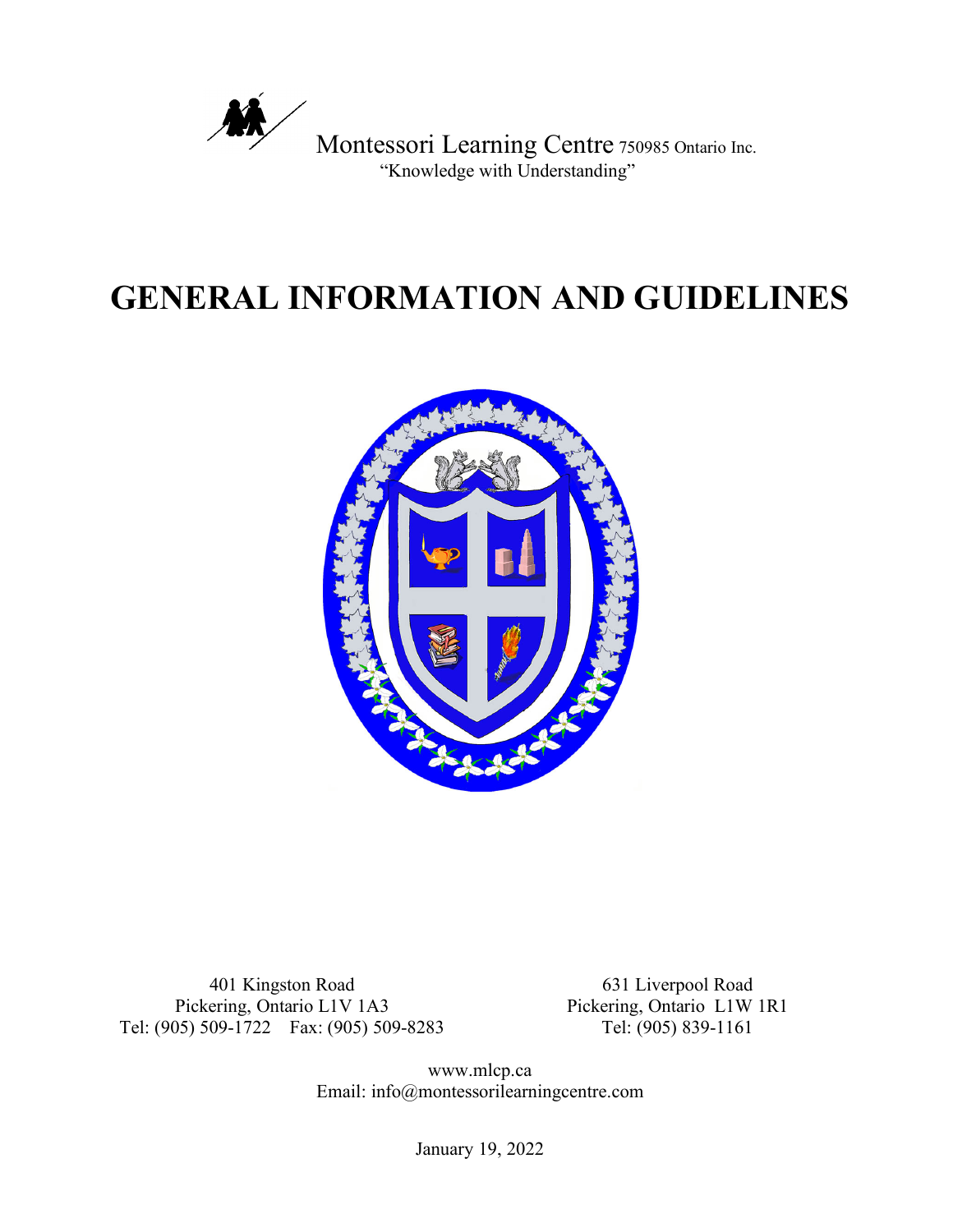Montessori Learning Centre 750985 Ontario Inc.

"Knowledge with Understanding"

# GENERAL INFORMATION AND GUIDELINES

401 Kingston Road
Pickering, Ontario L1V 1A3
Tel: (905) 509-1722 Fax: (905) 509-8283

631 Liverpool Road
Pickering, Ontario L1W 1R1
Tel: (905) 839-1161

www.mlcp.ca
Email: info@montessorilearningcentre.com

January 19, 2022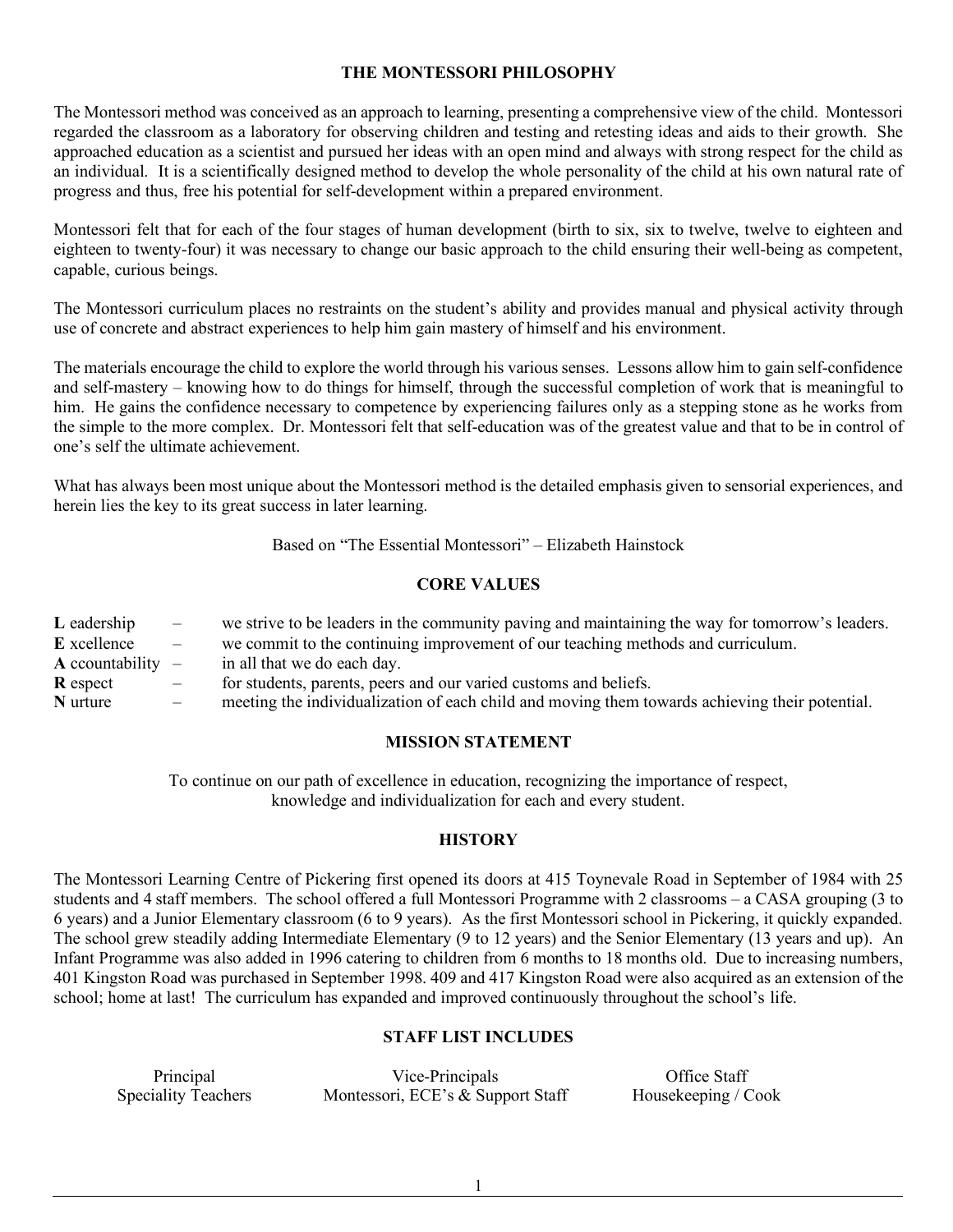## THE MONTESSORI PHILOSOPHY

The Montessori method was conceived as an approach to learning, presenting a comprehensive view of the child. Montessori regarded the classroom as a laboratory for observing children and testing and retesting ideas and aids to their growth. She approached education as a scientist and pursued her ideas with an open mind and always with strong respect for the child as an individual. It is a scientifically designed method to develop the whole personality of the child at his own natural rate of progress and thus, free his potential for self-development within a prepared environment.

Montessori felt that for each of the four stages of human development (birth to six, six to twelve, twelve to eighteen and eighteen to twenty-four) it was necessary to change our basic approach to the child ensuring their well-being as competent, capable, curious beings.

The Montessori curriculum places no restraints on the student's ability and provides manual and physical activity through use of concrete and abstract experiences to help him gain mastery of himself and his environment.

The materials encourage the child to explore the world through his various senses. Lessons allow him to gain self-confidence and self-mastery – knowing how to do things for himself, through the successful completion of work that is meaningful to him. He gains the confidence necessary to competence by experiencing failures only as a stepping stone as he works from the simple to the more complex. Dr. Montessori felt that self-education was of the greatest value and that to be in control of one's self the ultimate achievement.

What has always been most unique about the Montessori method is the detailed emphasis given to sensorial experiences, and herein lies the key to its great success in later learning.

Based on "The Essential Montessori" – Elizabeth Hainstock

## CORE VALUES

**L** eadership – we strive to be leaders in the community paving and maintaining the way for tomorrow's leaders.
**E** xcellence – we commit to the continuing improvement of our teaching methods and curriculum.
**A** ccountability – in all that we do each day.
**R** espect – for students, parents, peers and our varied customs and beliefs.
**N** urture – meeting the individualization of each child and moving them towards achieving their potential.

## MISSION STATEMENT

To continue on our path of excellence in education, recognizing the importance of respect, knowledge and individualization for each and every student.

## HISTORY

The Montessori Learning Centre of Pickering first opened its doors at 415 Toynevale Road in September of 1984 with 25 students and 4 staff members. The school offered a full Montessori Programme with 2 classrooms – a CASA grouping (3 to 6 years) and a Junior Elementary classroom (6 to 9 years). As the first Montessori school in Pickering, it quickly expanded. The school grew steadily adding Intermediate Elementary (9 to 12 years) and the Senior Elementary (13 years and up). An Infant Programme was also added in 1996 catering to children from 6 months to 18 months old. Due to increasing numbers, 401 Kingston Road was purchased in September 1998. 409 and 417 Kingston Road were also acquired as an extension of the school; home at last! The curriculum has expanded and improved continuously throughout the school's life.

## STAFF LIST INCLUDES

| | | |
|---|---|---|
| Principal | Vice-Principals | Office Staff |
| Speciality Teachers | Montessori, ECE's & Support Staff | Housekeeping / Cook |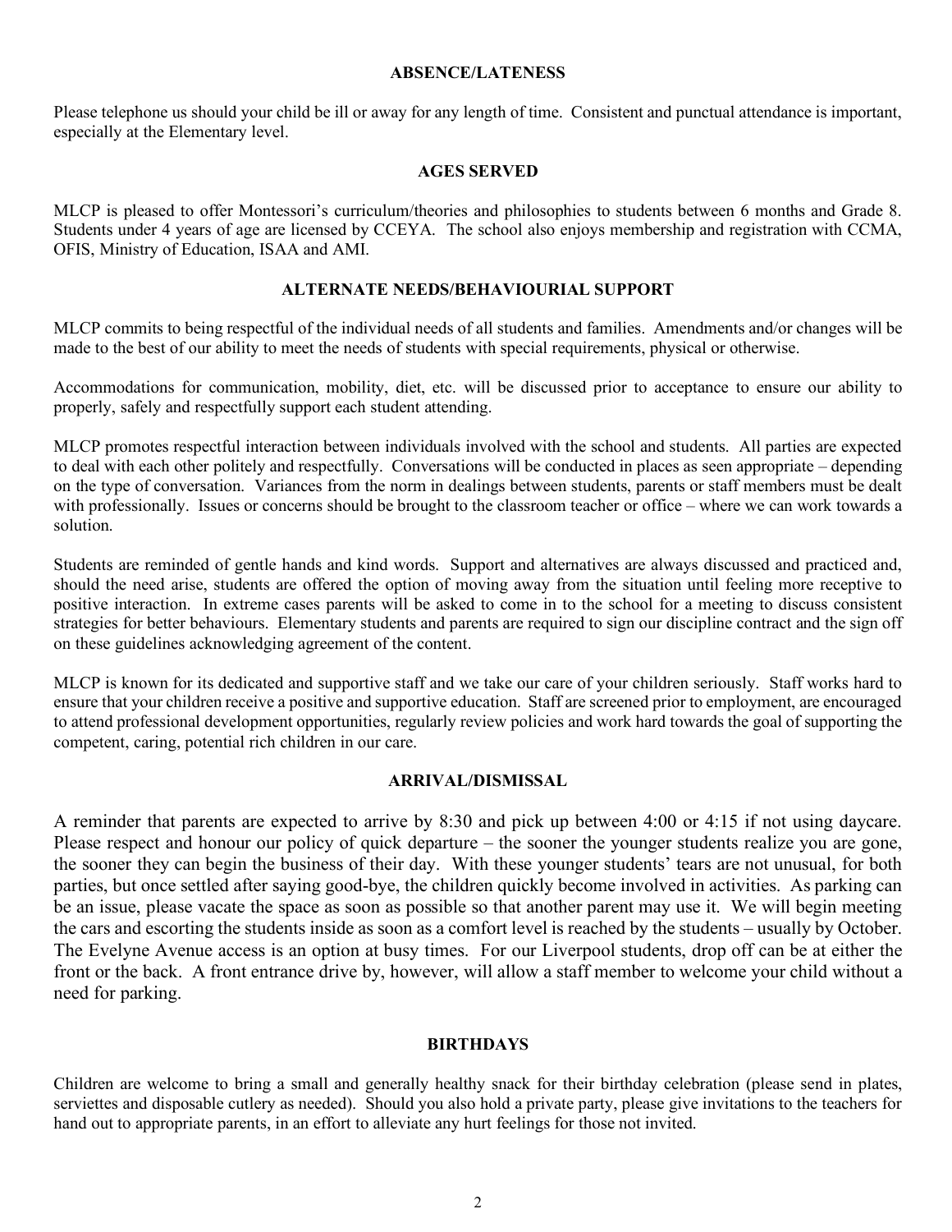## ABSENCE/LATENESS

Please telephone us should your child be ill or away for any length of time. Consistent and punctual attendance is important, especially at the Elementary level.

## AGES SERVED

MLCP is pleased to offer Montessori's curriculum/theories and philosophies to students between 6 months and Grade 8. Students under 4 years of age are licensed by CCEYA. The school also enjoys membership and registration with CCMA, OFIS, Ministry of Education, ISAA and AMI.

## ALTERNATE NEEDS/BEHAVIOURIAL SUPPORT

MLCP commits to being respectful of the individual needs of all students and families. Amendments and/or changes will be made to the best of our ability to meet the needs of students with special requirements, physical or otherwise.

Accommodations for communication, mobility, diet, etc. will be discussed prior to acceptance to ensure our ability to properly, safely and respectfully support each student attending.

MLCP promotes respectful interaction between individuals involved with the school and students. All parties are expected to deal with each other politely and respectfully. Conversations will be conducted in places as seen appropriate – depending on the type of conversation. Variances from the norm in dealings between students, parents or staff members must be dealt with professionally. Issues or concerns should be brought to the classroom teacher or office – where we can work towards a solution.

Students are reminded of gentle hands and kind words. Support and alternatives are always discussed and practiced and, should the need arise, students are offered the option of moving away from the situation until feeling more receptive to positive interaction. In extreme cases parents will be asked to come in to the school for a meeting to discuss consistent strategies for better behaviours. Elementary students and parents are required to sign our discipline contract and the sign off on these guidelines acknowledging agreement of the content.

MLCP is known for its dedicated and supportive staff and we take our care of your children seriously. Staff works hard to ensure that your children receive a positive and supportive education. Staff are screened prior to employment, are encouraged to attend professional development opportunities, regularly review policies and work hard towards the goal of supporting the competent, caring, potential rich children in our care.

## ARRIVAL/DISMISSAL

A reminder that parents are expected to arrive by 8:30 and pick up between 4:00 or 4:15 if not using daycare. Please respect and honour our policy of quick departure – the sooner the younger students realize you are gone, the sooner they can begin the business of their day. With these younger students' tears are not unusual, for both parties, but once settled after saying good-bye, the children quickly become involved in activities. As parking can be an issue, please vacate the space as soon as possible so that another parent may use it. We will begin meeting the cars and escorting the students inside as soon as a comfort level is reached by the students – usually by October. The Evelyne Avenue access is an option at busy times. For our Liverpool students, drop off can be at either the front or the back. A front entrance drive by, however, will allow a staff member to welcome your child without a need for parking.

## BIRTHDAYS

Children are welcome to bring a small and generally healthy snack for their birthday celebration (please send in plates, serviettes and disposable cutlery as needed). Should you also hold a private party, please give invitations to the teachers for hand out to appropriate parents, in an effort to alleviate any hurt feelings for those not invited.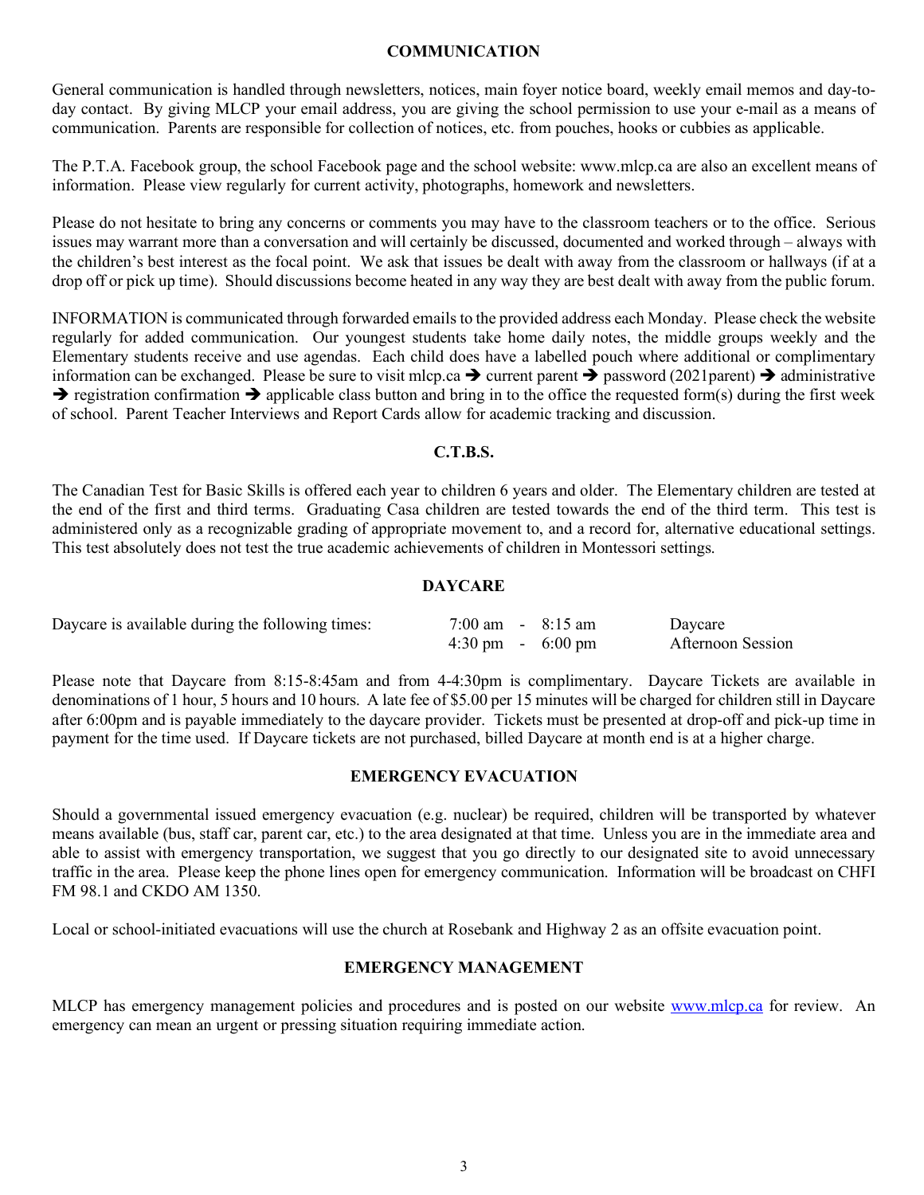## COMMUNICATION

General communication is handled through newsletters, notices, main foyer notice board, weekly email memos and day-to-day contact. By giving MLCP your email address, you are giving the school permission to use your e-mail as a means of communication. Parents are responsible for collection of notices, etc. from pouches, hooks or cubbies as applicable.

The P.T.A. Facebook group, the school Facebook page and the school website: www.mlcp.ca are also an excellent means of information. Please view regularly for current activity, photographs, homework and newsletters.

Please do not hesitate to bring any concerns or comments you may have to the classroom teachers or to the office. Serious issues may warrant more than a conversation and will certainly be discussed, documented and worked through – always with the children's best interest as the focal point. We ask that issues be dealt with away from the classroom or hallways (if at a drop off or pick up time). Should discussions become heated in any way they are best dealt with away from the public forum.

INFORMATION is communicated through forwarded emails to the provided address each Monday. Please check the website regularly for added communication. Our youngest students take home daily notes, the middle groups weekly and the Elementary students receive and use agendas. Each child does have a labelled pouch where additional or complimentary information can be exchanged. Please be sure to visit mlcp.ca ➔ current parent ➔ password (2021parent) ➔ administrative ➔ registration confirmation ➔ applicable class button and bring in to the office the requested form(s) during the first week of school. Parent Teacher Interviews and Report Cards allow for academic tracking and discussion.

## C.T.B.S.

The Canadian Test for Basic Skills is offered each year to children 6 years and older. The Elementary children are tested at the end of the first and third terms. Graduating Casa children are tested towards the end of the third term. This test is administered only as a recognizable grading of appropriate movement to, and a record for, alternative educational settings. This test absolutely does not test the true academic achievements of children in Montessori settings.

## DAYCARE

| Daycare is available during the following times: | 7:00 am - 8:15 am | Daycare |
|---|---|---|
| | 4:30 pm - 6:00 pm | Afternoon Session |

Please note that Daycare from 8:15-8:45am and from 4-4:30pm is complimentary. Daycare Tickets are available in denominations of 1 hour, 5 hours and 10 hours. A late fee of $5.00 per 15 minutes will be charged for children still in Daycare after 6:00pm and is payable immediately to the daycare provider. Tickets must be presented at drop-off and pick-up time in payment for the time used. If Daycare tickets are not purchased, billed Daycare at month end is at a higher charge.

## EMERGENCY EVACUATION

Should a governmental issued emergency evacuation (e.g. nuclear) be required, children will be transported by whatever means available (bus, staff car, parent car, etc.) to the area designated at that time. Unless you are in the immediate area and able to assist with emergency transportation, we suggest that you go directly to our designated site to avoid unnecessary traffic in the area. Please keep the phone lines open for emergency communication. Information will be broadcast on CHFI FM 98.1 and CKDO AM 1350.

Local or school-initiated evacuations will use the church at Rosebank and Highway 2 as an offsite evacuation point.

## EMERGENCY MANAGEMENT

MLCP has emergency management policies and procedures and is posted on our website www.mlcp.ca for review. An emergency can mean an urgent or pressing situation requiring immediate action.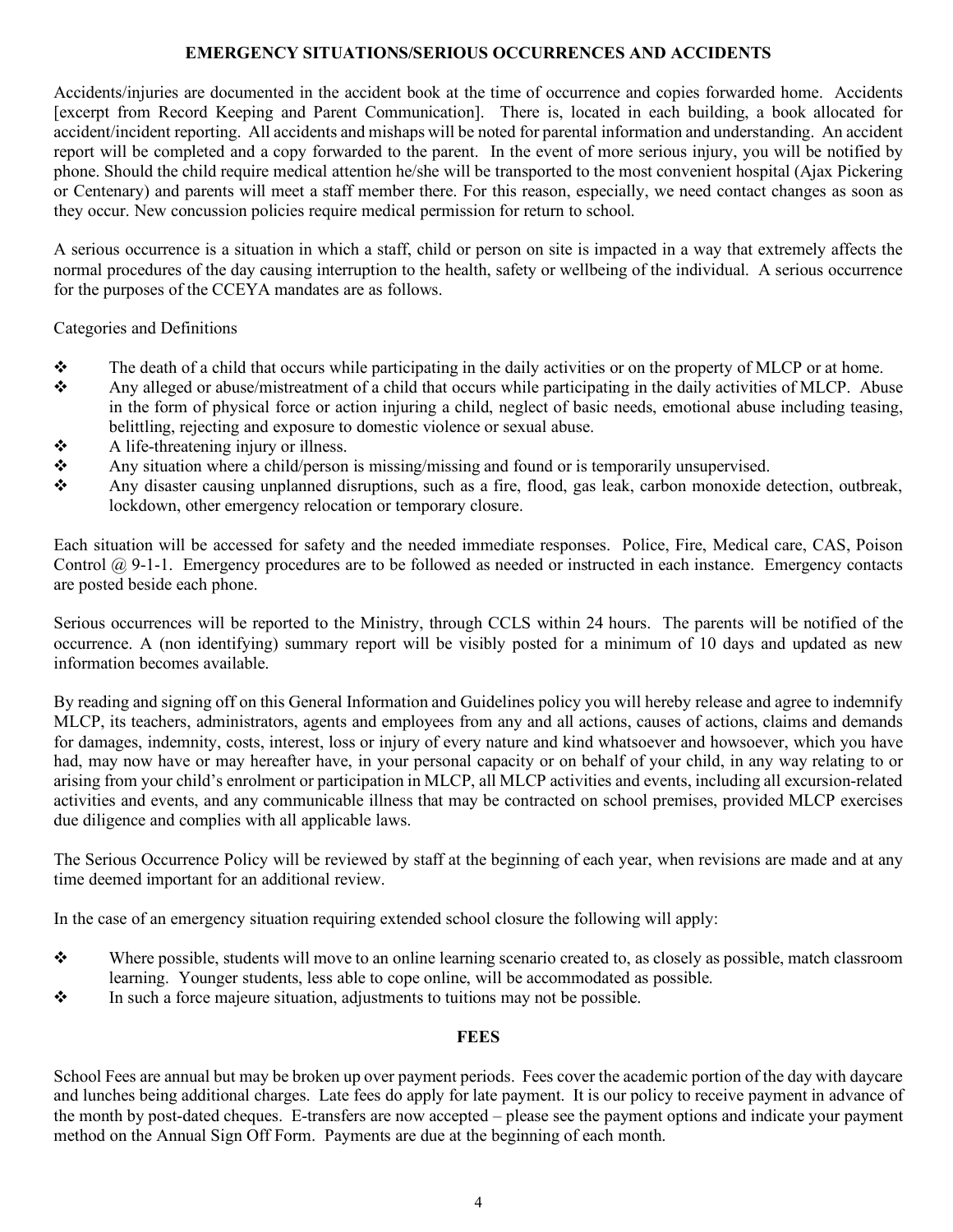## EMERGENCY SITUATIONS/SERIOUS OCCURRENCES AND ACCIDENTS

Accidents/injuries are documented in the accident book at the time of occurrence and copies forwarded home. Accidents [excerpt from Record Keeping and Parent Communication]. There is, located in each building, a book allocated for accident/incident reporting. All accidents and mishaps will be noted for parental information and understanding. An accident report will be completed and a copy forwarded to the parent. In the event of more serious injury, you will be notified by phone. Should the child require medical attention he/she will be transported to the most convenient hospital (Ajax Pickering or Centenary) and parents will meet a staff member there. For this reason, especially, we need contact changes as soon as they occur. New concussion policies require medical permission for return to school.

A serious occurrence is a situation in which a staff, child or person on site is impacted in a way that extremely affects the normal procedures of the day causing interruption to the health, safety or wellbeing of the individual. A serious occurrence for the purposes of the CCEYA mandates are as follows.

Categories and Definitions

- The death of a child that occurs while participating in the daily activities or on the property of MLCP or at home.
- Any alleged or abuse/mistreatment of a child that occurs while participating in the daily activities of MLCP. Abuse in the form of physical force or action injuring a child, neglect of basic needs, emotional abuse including teasing, belittling, rejecting and exposure to domestic violence or sexual abuse.
- A life-threatening injury or illness.
- Any situation where a child/person is missing/missing and found or is temporarily unsupervised.
- Any disaster causing unplanned disruptions, such as a fire, flood, gas leak, carbon monoxide detection, outbreak, lockdown, other emergency relocation or temporary closure.

Each situation will be accessed for safety and the needed immediate responses. Police, Fire, Medical care, CAS, Poison Control @ 9-1-1. Emergency procedures are to be followed as needed or instructed in each instance. Emergency contacts are posted beside each phone.

Serious occurrences will be reported to the Ministry, through CCLS within 24 hours. The parents will be notified of the occurrence. A (non identifying) summary report will be visibly posted for a minimum of 10 days and updated as new information becomes available.

By reading and signing off on this General Information and Guidelines policy you will hereby release and agree to indemnify MLCP, its teachers, administrators, agents and employees from any and all actions, causes of actions, claims and demands for damages, indemnity, costs, interest, loss or injury of every nature and kind whatsoever and howsoever, which you have had, may now have or may hereafter have, in your personal capacity or on behalf of your child, in any way relating to or arising from your child's enrolment or participation in MLCP, all MLCP activities and events, including all excursion-related activities and events, and any communicable illness that may be contracted on school premises, provided MLCP exercises due diligence and complies with all applicable laws.

The Serious Occurrence Policy will be reviewed by staff at the beginning of each year, when revisions are made and at any time deemed important for an additional review.

In the case of an emergency situation requiring extended school closure the following will apply:

- Where possible, students will move to an online learning scenario created to, as closely as possible, match classroom learning. Younger students, less able to cope online, will be accommodated as possible.
- In such a force majeure situation, adjustments to tuitions may not be possible.

## FEES

School Fees are annual but may be broken up over payment periods. Fees cover the academic portion of the day with daycare and lunches being additional charges. Late fees do apply for late payment. It is our policy to receive payment in advance of the month by post-dated cheques. E-transfers are now accepted – please see the payment options and indicate your payment method on the Annual Sign Off Form. Payments are due at the beginning of each month.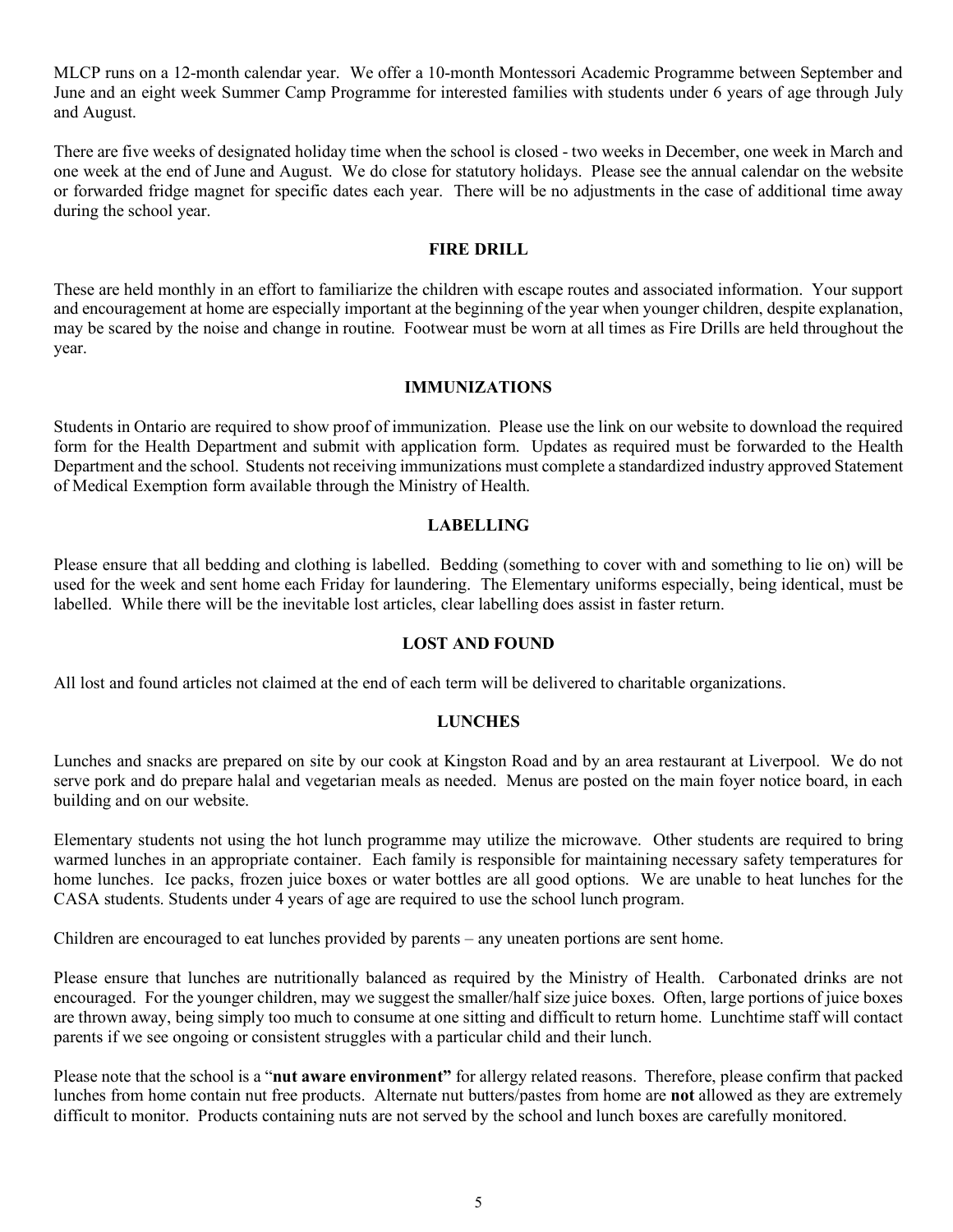MLCP runs on a 12-month calendar year. We offer a 10-month Montessori Academic Programme between September and June and an eight week Summer Camp Programme for interested families with students under 6 years of age through July and August.

There are five weeks of designated holiday time when the school is closed - two weeks in December, one week in March and one week at the end of June and August. We do close for statutory holidays. Please see the annual calendar on the website or forwarded fridge magnet for specific dates each year. There will be no adjustments in the case of additional time away during the school year.

## FIRE DRILL

These are held monthly in an effort to familiarize the children with escape routes and associated information. Your support and encouragement at home are especially important at the beginning of the year when younger children, despite explanation, may be scared by the noise and change in routine. Footwear must be worn at all times as Fire Drills are held throughout the year.

## IMMUNIZATIONS

Students in Ontario are required to show proof of immunization. Please use the link on our website to download the required form for the Health Department and submit with application form. Updates as required must be forwarded to the Health Department and the school. Students not receiving immunizations must complete a standardized industry approved Statement of Medical Exemption form available through the Ministry of Health.

## LABELLING

Please ensure that all bedding and clothing is labelled. Bedding (something to cover with and something to lie on) will be used for the week and sent home each Friday for laundering. The Elementary uniforms especially, being identical, must be labelled. While there will be the inevitable lost articles, clear labelling does assist in faster return.

## LOST AND FOUND

All lost and found articles not claimed at the end of each term will be delivered to charitable organizations.

## LUNCHES

Lunches and snacks are prepared on site by our cook at Kingston Road and by an area restaurant at Liverpool. We do not serve pork and do prepare halal and vegetarian meals as needed. Menus are posted on the main foyer notice board, in each building and on our website.

Elementary students not using the hot lunch programme may utilize the microwave. Other students are required to bring warmed lunches in an appropriate container. Each family is responsible for maintaining necessary safety temperatures for home lunches. Ice packs, frozen juice boxes or water bottles are all good options. We are unable to heat lunches for the CASA students. Students under 4 years of age are required to use the school lunch program.

Children are encouraged to eat lunches provided by parents – any uneaten portions are sent home.

Please ensure that lunches are nutritionally balanced as required by the Ministry of Health. Carbonated drinks are not encouraged. For the younger children, may we suggest the smaller/half size juice boxes. Often, large portions of juice boxes are thrown away, being simply too much to consume at one sitting and difficult to return home. Lunchtime staff will contact parents if we see ongoing or consistent struggles with a particular child and their lunch.

Please note that the school is a "**nut aware environment"** for allergy related reasons. Therefore, please confirm that packed lunches from home contain nut free products. Alternate nut butters/pastes from home are **not** allowed as they are extremely difficult to monitor. Products containing nuts are not served by the school and lunch boxes are carefully monitored.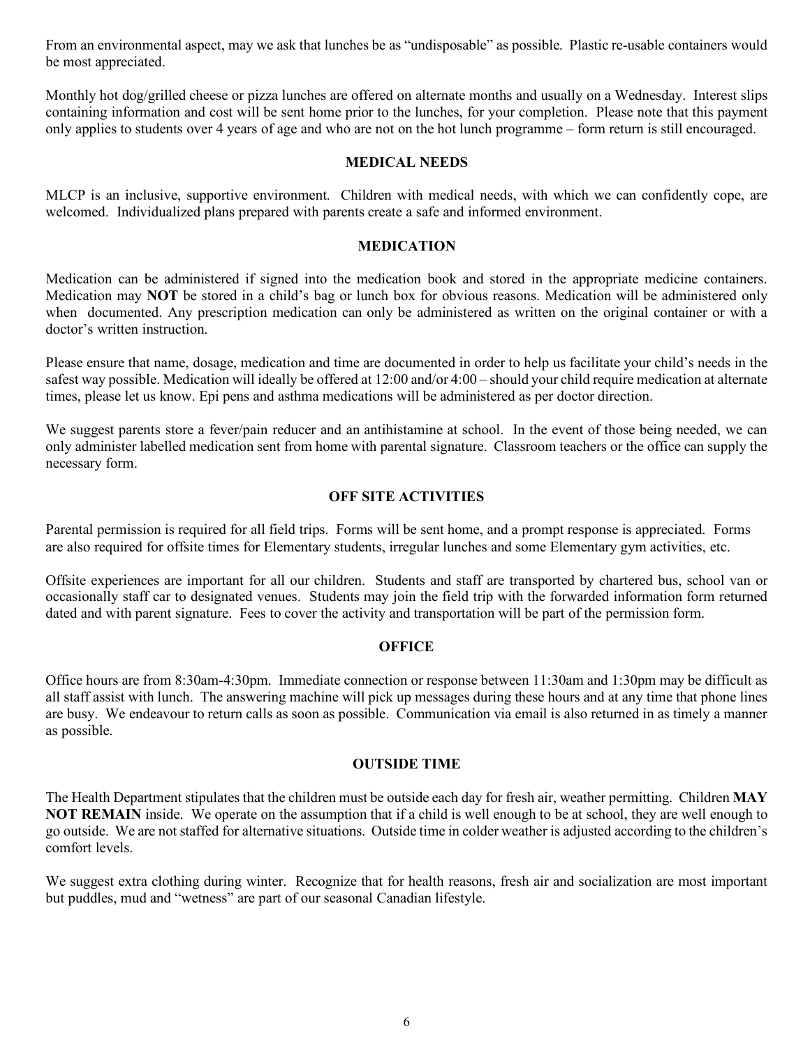From an environmental aspect, may we ask that lunches be as "undisposable" as possible. Plastic re-usable containers would be most appreciated.

Monthly hot dog/grilled cheese or pizza lunches are offered on alternate months and usually on a Wednesday. Interest slips containing information and cost will be sent home prior to the lunches, for your completion. Please note that this payment only applies to students over 4 years of age and who are not on the hot lunch programme – form return is still encouraged.

## MEDICAL NEEDS

MLCP is an inclusive, supportive environment. Children with medical needs, with which we can confidently cope, are welcomed. Individualized plans prepared with parents create a safe and informed environment.

## MEDICATION

Medication can be administered if signed into the medication book and stored in the appropriate medicine containers. Medication may **NOT** be stored in a child's bag or lunch box for obvious reasons. Medication will be administered only when documented. Any prescription medication can only be administered as written on the original container or with a doctor's written instruction.

Please ensure that name, dosage, medication and time are documented in order to help us facilitate your child's needs in the safest way possible. Medication will ideally be offered at 12:00 and/or 4:00 – should your child require medication at alternate times, please let us know. Epi pens and asthma medications will be administered as per doctor direction.

We suggest parents store a fever/pain reducer and an antihistamine at school. In the event of those being needed, we can only administer labelled medication sent from home with parental signature. Classroom teachers or the office can supply the necessary form.

## OFF SITE ACTIVITIES

Parental permission is required for all field trips. Forms will be sent home, and a prompt response is appreciated. Forms are also required for offsite times for Elementary students, irregular lunches and some Elementary gym activities, etc.

Offsite experiences are important for all our children. Students and staff are transported by chartered bus, school van or occasionally staff car to designated venues. Students may join the field trip with the forwarded information form returned dated and with parent signature. Fees to cover the activity and transportation will be part of the permission form.

## OFFICE

Office hours are from 8:30am-4:30pm. Immediate connection or response between 11:30am and 1:30pm may be difficult as all staff assist with lunch. The answering machine will pick up messages during these hours and at any time that phone lines are busy. We endeavour to return calls as soon as possible. Communication via email is also returned in as timely a manner as possible.

## OUTSIDE TIME

The Health Department stipulates that the children must be outside each day for fresh air, weather permitting. Children **MAY NOT REMAIN** inside. We operate on the assumption that if a child is well enough to be at school, they are well enough to go outside. We are not staffed for alternative situations. Outside time in colder weather is adjusted according to the children's comfort levels.

We suggest extra clothing during winter. Recognize that for health reasons, fresh air and socialization are most important but puddles, mud and "wetness" are part of our seasonal Canadian lifestyle.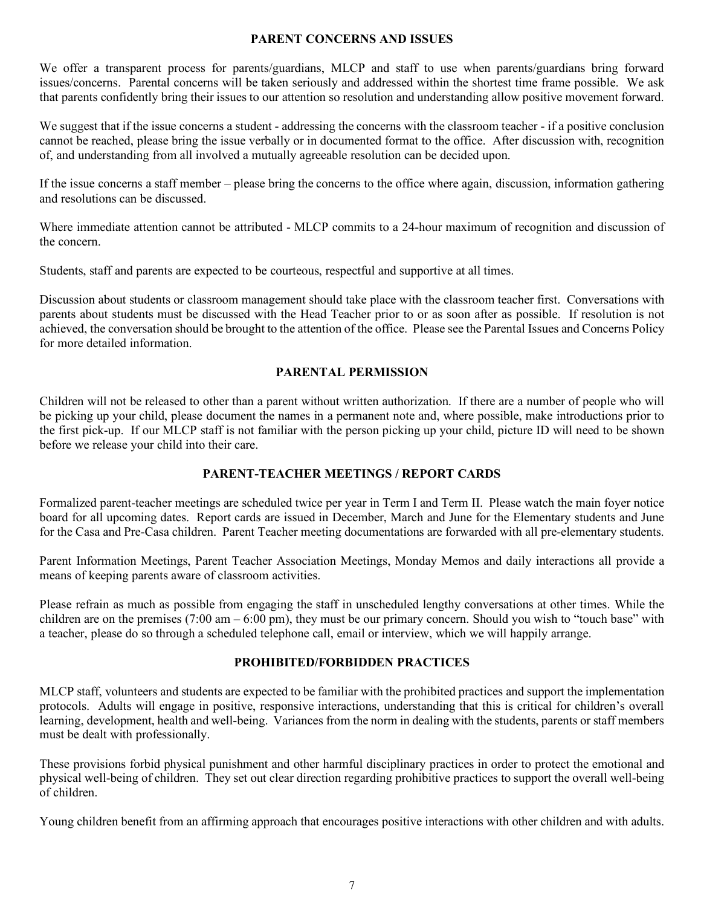## PARENT CONCERNS AND ISSUES

We offer a transparent process for parents/guardians, MLCP and staff to use when parents/guardians bring forward issues/concerns. Parental concerns will be taken seriously and addressed within the shortest time frame possible. We ask that parents confidently bring their issues to our attention so resolution and understanding allow positive movement forward.

We suggest that if the issue concerns a student - addressing the concerns with the classroom teacher - if a positive conclusion cannot be reached, please bring the issue verbally or in documented format to the office. After discussion with, recognition of, and understanding from all involved a mutually agreeable resolution can be decided upon.

If the issue concerns a staff member – please bring the concerns to the office where again, discussion, information gathering and resolutions can be discussed.

Where immediate attention cannot be attributed - MLCP commits to a 24-hour maximum of recognition and discussion of the concern.

Students, staff and parents are expected to be courteous, respectful and supportive at all times.

Discussion about students or classroom management should take place with the classroom teacher first. Conversations with parents about students must be discussed with the Head Teacher prior to or as soon after as possible. If resolution is not achieved, the conversation should be brought to the attention of the office. Please see the Parental Issues and Concerns Policy for more detailed information.

## PARENTAL PERMISSION

Children will not be released to other than a parent without written authorization. If there are a number of people who will be picking up your child, please document the names in a permanent note and, where possible, make introductions prior to the first pick-up. If our MLCP staff is not familiar with the person picking up your child, picture ID will need to be shown before we release your child into their care.

## PARENT-TEACHER MEETINGS / REPORT CARDS

Formalized parent-teacher meetings are scheduled twice per year in Term I and Term II. Please watch the main foyer notice board for all upcoming dates. Report cards are issued in December, March and June for the Elementary students and June for the Casa and Pre-Casa children. Parent Teacher meeting documentations are forwarded with all pre-elementary students.

Parent Information Meetings, Parent Teacher Association Meetings, Monday Memos and daily interactions all provide a means of keeping parents aware of classroom activities.

Please refrain as much as possible from engaging the staff in unscheduled lengthy conversations at other times. While the children are on the premises (7:00 am – 6:00 pm), they must be our primary concern. Should you wish to "touch base" with a teacher, please do so through a scheduled telephone call, email or interview, which we will happily arrange.

## PROHIBITED/FORBIDDEN PRACTICES

MLCP staff, volunteers and students are expected to be familiar with the prohibited practices and support the implementation protocols. Adults will engage in positive, responsive interactions, understanding that this is critical for children's overall learning, development, health and well-being. Variances from the norm in dealing with the students, parents or staff members must be dealt with professionally.

These provisions forbid physical punishment and other harmful disciplinary practices in order to protect the emotional and physical well-being of children. They set out clear direction regarding prohibitive practices to support the overall well-being of children.

Young children benefit from an affirming approach that encourages positive interactions with other children and with adults.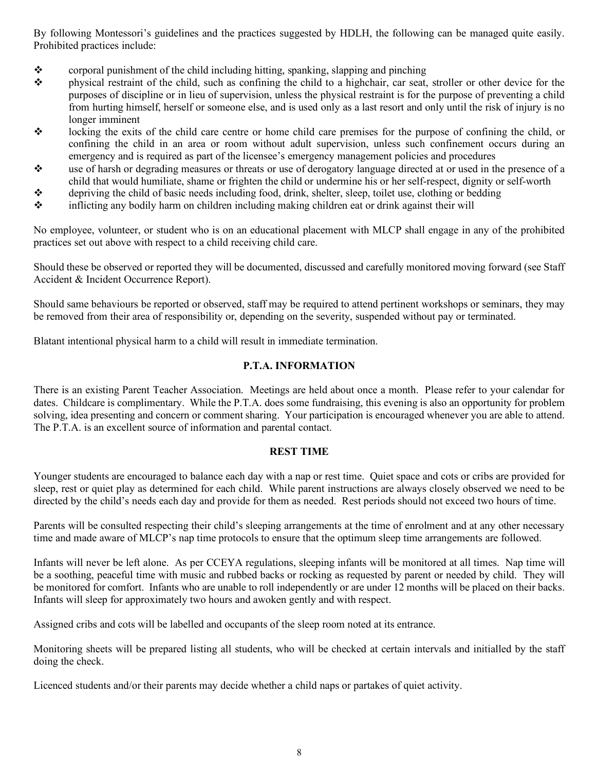By following Montessori's guidelines and the practices suggested by HDLH, the following can be managed quite easily. Prohibited practices include:

- corporal punishment of the child including hitting, spanking, slapping and pinching
- physical restraint of the child, such as confining the child to a highchair, car seat, stroller or other device for the purposes of discipline or in lieu of supervision, unless the physical restraint is for the purpose of preventing a child from hurting himself, herself or someone else, and is used only as a last resort and only until the risk of injury is no longer imminent
- locking the exits of the child care centre or home child care premises for the purpose of confining the child, or confining the child in an area or room without adult supervision, unless such confinement occurs during an emergency and is required as part of the licensee's emergency management policies and procedures
- use of harsh or degrading measures or threats or use of derogatory language directed at or used in the presence of a child that would humiliate, shame or frighten the child or undermine his or her self-respect, dignity or self-worth
- depriving the child of basic needs including food, drink, shelter, sleep, toilet use, clothing or bedding
- inflicting any bodily harm on children including making children eat or drink against their will

No employee, volunteer, or student who is on an educational placement with MLCP shall engage in any of the prohibited practices set out above with respect to a child receiving child care.

Should these be observed or reported they will be documented, discussed and carefully monitored moving forward (see Staff Accident & Incident Occurrence Report).

Should same behaviours be reported or observed, staff may be required to attend pertinent workshops or seminars, they may be removed from their area of responsibility or, depending on the severity, suspended without pay or terminated.

Blatant intentional physical harm to a child will result in immediate termination.

## P.T.A. INFORMATION

There is an existing Parent Teacher Association. Meetings are held about once a month. Please refer to your calendar for dates. Childcare is complimentary. While the P.T.A. does some fundraising, this evening is also an opportunity for problem solving, idea presenting and concern or comment sharing. Your participation is encouraged whenever you are able to attend. The P.T.A. is an excellent source of information and parental contact.

## REST TIME

Younger students are encouraged to balance each day with a nap or rest time. Quiet space and cots or cribs are provided for sleep, rest or quiet play as determined for each child. While parent instructions are always closely observed we need to be directed by the child's needs each day and provide for them as needed. Rest periods should not exceed two hours of time.

Parents will be consulted respecting their child's sleeping arrangements at the time of enrolment and at any other necessary time and made aware of MLCP's nap time protocols to ensure that the optimum sleep time arrangements are followed.

Infants will never be left alone. As per CCEYA regulations, sleeping infants will be monitored at all times. Nap time will be a soothing, peaceful time with music and rubbed backs or rocking as requested by parent or needed by child. They will be monitored for comfort. Infants who are unable to roll independently or are under 12 months will be placed on their backs. Infants will sleep for approximately two hours and awoken gently and with respect.

Assigned cribs and cots will be labelled and occupants of the sleep room noted at its entrance.

Monitoring sheets will be prepared listing all students, who will be checked at certain intervals and initialled by the staff doing the check.

Licenced students and/or their parents may decide whether a child naps or partakes of quiet activity.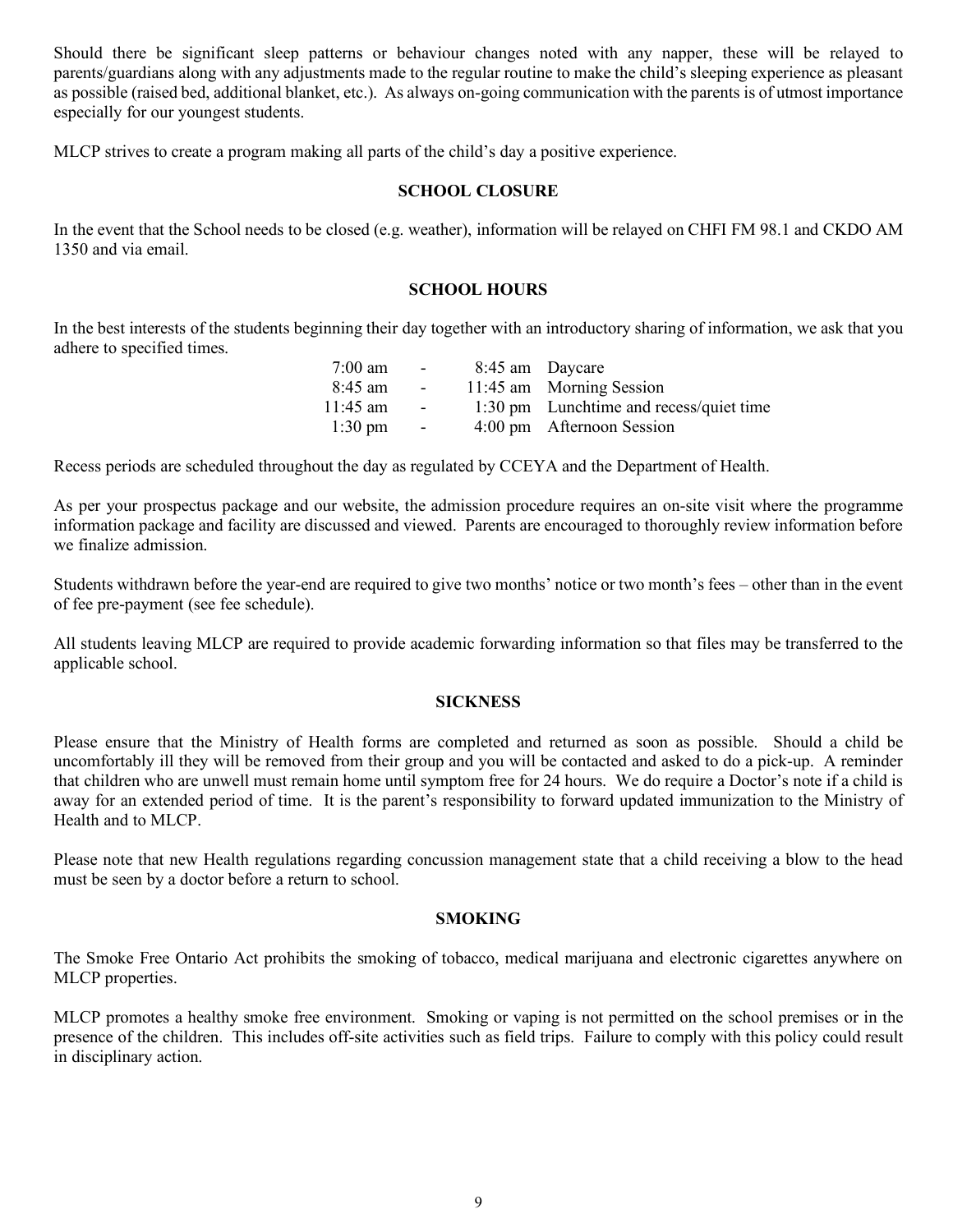Should there be significant sleep patterns or behaviour changes noted with any napper, these will be relayed to parents/guardians along with any adjustments made to the regular routine to make the child's sleeping experience as pleasant as possible (raised bed, additional blanket, etc.). As always on-going communication with the parents is of utmost importance especially for our youngest students.

MLCP strives to create a program making all parts of the child's day a positive experience.

## SCHOOL CLOSURE

In the event that the School needs to be closed (e.g. weather), information will be relayed on CHFI FM 98.1 and CKDO AM 1350 and via email.

## SCHOOL HOURS

In the best interests of the students beginning their day together with an introductory sharing of information, we ask that you adhere to specified times.

| | | | |
|---|---|---|---|
| 7:00 am | - | 8:45 am | Daycare |
| 8:45 am | - | 11:45 am | Morning Session |
| 11:45 am | - | 1:30 pm | Lunchtime and recess/quiet time |
| 1:30 pm | - | 4:00 pm | Afternoon Session |

Recess periods are scheduled throughout the day as regulated by CCEYA and the Department of Health.

As per your prospectus package and our website, the admission procedure requires an on-site visit where the programme information package and facility are discussed and viewed. Parents are encouraged to thoroughly review information before we finalize admission.

Students withdrawn before the year-end are required to give two months' notice or two month's fees – other than in the event of fee pre-payment (see fee schedule).

All students leaving MLCP are required to provide academic forwarding information so that files may be transferred to the applicable school.

## SICKNESS

Please ensure that the Ministry of Health forms are completed and returned as soon as possible. Should a child be uncomfortably ill they will be removed from their group and you will be contacted and asked to do a pick-up. A reminder that children who are unwell must remain home until symptom free for 24 hours. We do require a Doctor's note if a child is away for an extended period of time. It is the parent's responsibility to forward updated immunization to the Ministry of Health and to MLCP.

Please note that new Health regulations regarding concussion management state that a child receiving a blow to the head must be seen by a doctor before a return to school.

## SMOKING

The Smoke Free Ontario Act prohibits the smoking of tobacco, medical marijuana and electronic cigarettes anywhere on MLCP properties.

MLCP promotes a healthy smoke free environment. Smoking or vaping is not permitted on the school premises or in the presence of the children. This includes off-site activities such as field trips. Failure to comply with this policy could result in disciplinary action.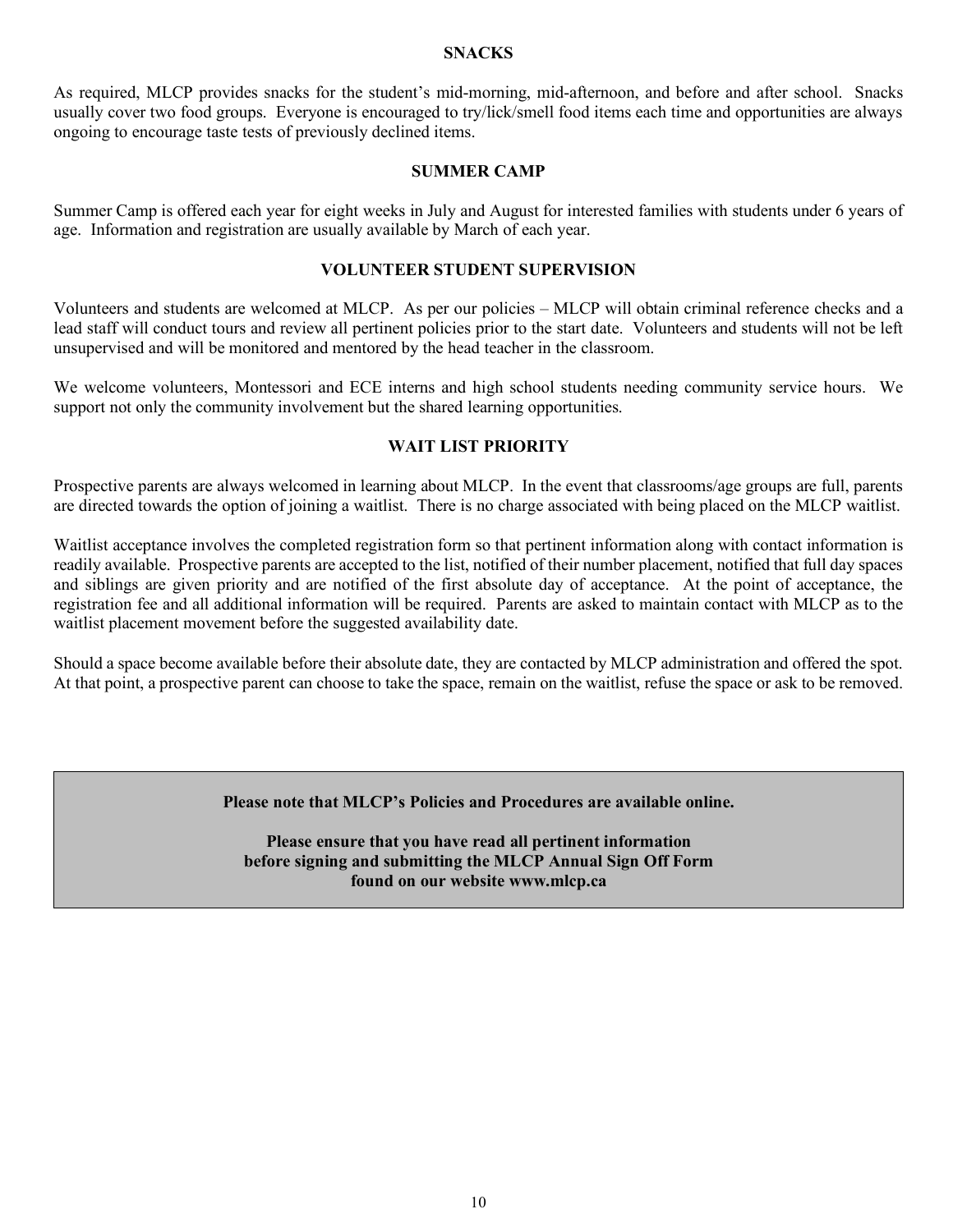## SNACKS

As required, MLCP provides snacks for the student's mid-morning, mid-afternoon, and before and after school. Snacks usually cover two food groups. Everyone is encouraged to try/lick/smell food items each time and opportunities are always ongoing to encourage taste tests of previously declined items.

## SUMMER CAMP

Summer Camp is offered each year for eight weeks in July and August for interested families with students under 6 years of age. Information and registration are usually available by March of each year.

## VOLUNTEER STUDENT SUPERVISION

Volunteers and students are welcomed at MLCP. As per our policies – MLCP will obtain criminal reference checks and a lead staff will conduct tours and review all pertinent policies prior to the start date. Volunteers and students will not be left unsupervised and will be monitored and mentored by the head teacher in the classroom.

We welcome volunteers, Montessori and ECE interns and high school students needing community service hours. We support not only the community involvement but the shared learning opportunities.

## WAIT LIST PRIORITY

Prospective parents are always welcomed in learning about MLCP. In the event that classrooms/age groups are full, parents are directed towards the option of joining a waitlist. There is no charge associated with being placed on the MLCP waitlist.

Waitlist acceptance involves the completed registration form so that pertinent information along with contact information is readily available. Prospective parents are accepted to the list, notified of their number placement, notified that full day spaces and siblings are given priority and are notified of the first absolute day of acceptance. At the point of acceptance, the registration fee and all additional information will be required. Parents are asked to maintain contact with MLCP as to the waitlist placement movement before the suggested availability date.

Should a space become available before their absolute date, they are contacted by MLCP administration and offered the spot. At that point, a prospective parent can choose to take the space, remain on the waitlist, refuse the space or ask to be removed.

**Please note that MLCP's Policies and Procedures are available online.**

**Please ensure that you have read all pertinent information before signing and submitting the MLCP Annual Sign Off Form found on our website www.mlcp.ca**